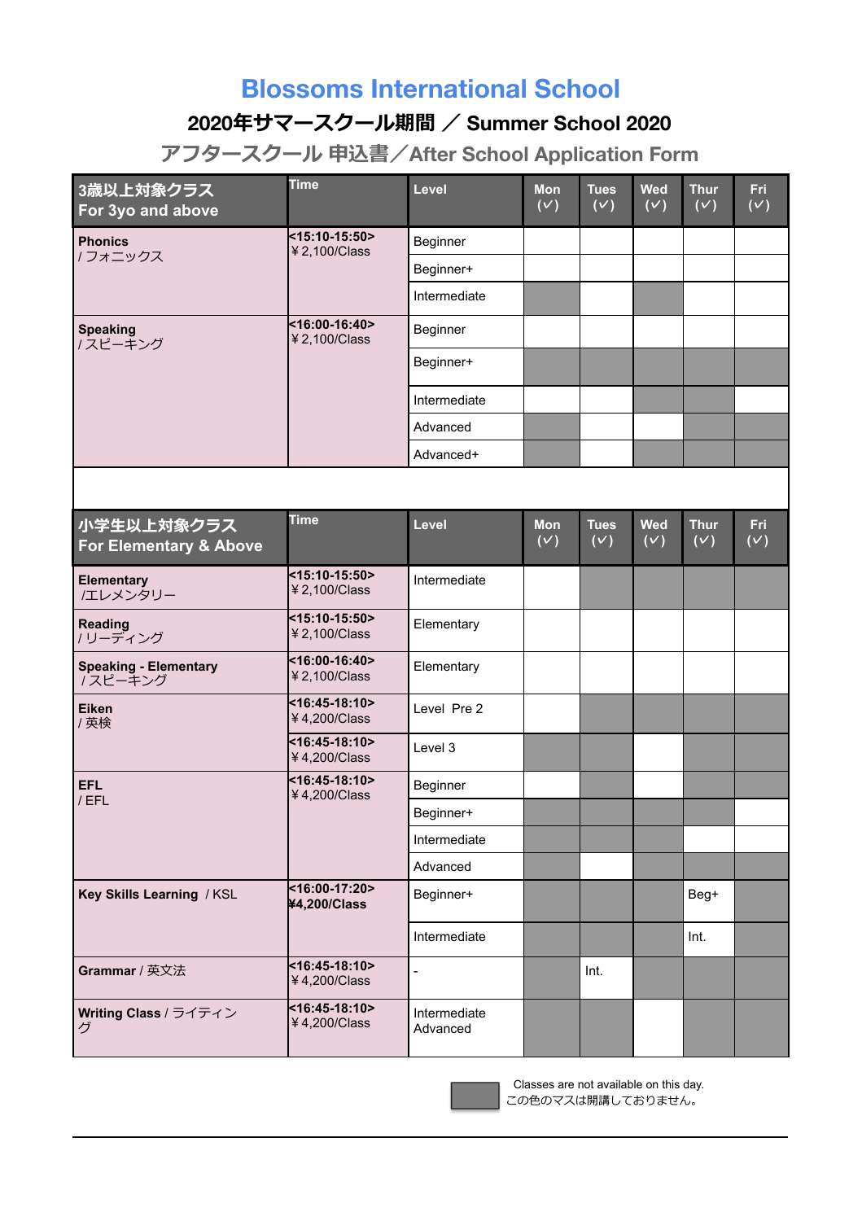# Blossoms International School

## 2020年サマースクール期間 ／ Summer School 2020

### アフタースクール 申込書／After School Application Form

| 3歳以上対象クラス For 3yo and above | Time | Level | Mon (✓) | Tues (✓) | Wed (✓) | Thur (✓) | Fri (✓) |
|---|---|---|---|---|---|---|---|
| **Phonics** / フォニックス | **<15:10-15:50>** ￥2,100/Class | Beginner | | | | | |
| | | Beginner+ | | | | | |
| | | Intermediate | ■ | | ■ | | |
| **Speaking** / スピーキング | **<16:00-16:40>** ￥2,100/Class | Beginner | | | | | |
| | | Beginner+ | ■ | ■ | ■ | ■ | ■ |
| | | Intermediate | | | ■ | ■ | |
| | | Advanced | ■ | | | ■ | ■ |
| | | Advanced+ | ■ | | ■ | ■ | ■ |

| 小学生以上対象クラス For Elementary & Above | Time | Level | Mon (✓) | Tues (✓) | Wed (✓) | Thur (✓) | Fri (✓) |
|---|---|---|---|---|---|---|---|
| **Elementary** /エレメンタリー | **<15:10-15:50>** ￥2,100/Class | Intermediate | | ■ | ■ | ■ | ■ |
| **Reading** / リーディング | **<15:10-15:50>** ￥2,100/Class | Elementary | | | | | |
| **Speaking - Elementary** / スピーキング | **<16:00-16:40>** ￥2,100/Class | Elementary | | | | | |
| **Eiken** / 英検 | **<16:45-18:10>** ￥4,200/Class | Level Pre 2 | | ■ | ■ | ■ | ■ |
| | **<16:45-18:10>** ￥4,200/Class | Level 3 | ■ | ■ | | ■ | ■ |
| **EFL** / EFL | **<16:45-18:10>** ￥4,200/Class | Beginner | | ■ | | ■ | ■ |
| | | Beginner+ | ■ | ■ | ■ | ■ | |
| | | Intermediate | ■ | ■ | ■ | | |
| | | Advanced | ■ | | ■ | ■ | ■ |
| **Key Skills Learning** / KSL | **<16:00-17:20>** **¥4,200/Class** | Beginner+ | ■ | ■ | ■ | Beg+ | ■ |
| | | Intermediate | ■ | ■ | ■ | Int. | ■ |
| **Grammar** / 英文法 | **<16:45-18:10>** ￥4,200/Class | - | ■ | Int. | ■ | ■ | ■ |
| **Writing Class** / ライティング | **<16:45-18:10>** ￥4,200/Class | Intermediate Advanced | ■ | ■ | | ■ | ■ |

■ Classes are not available on this day.
この色のマスは開講しておりません。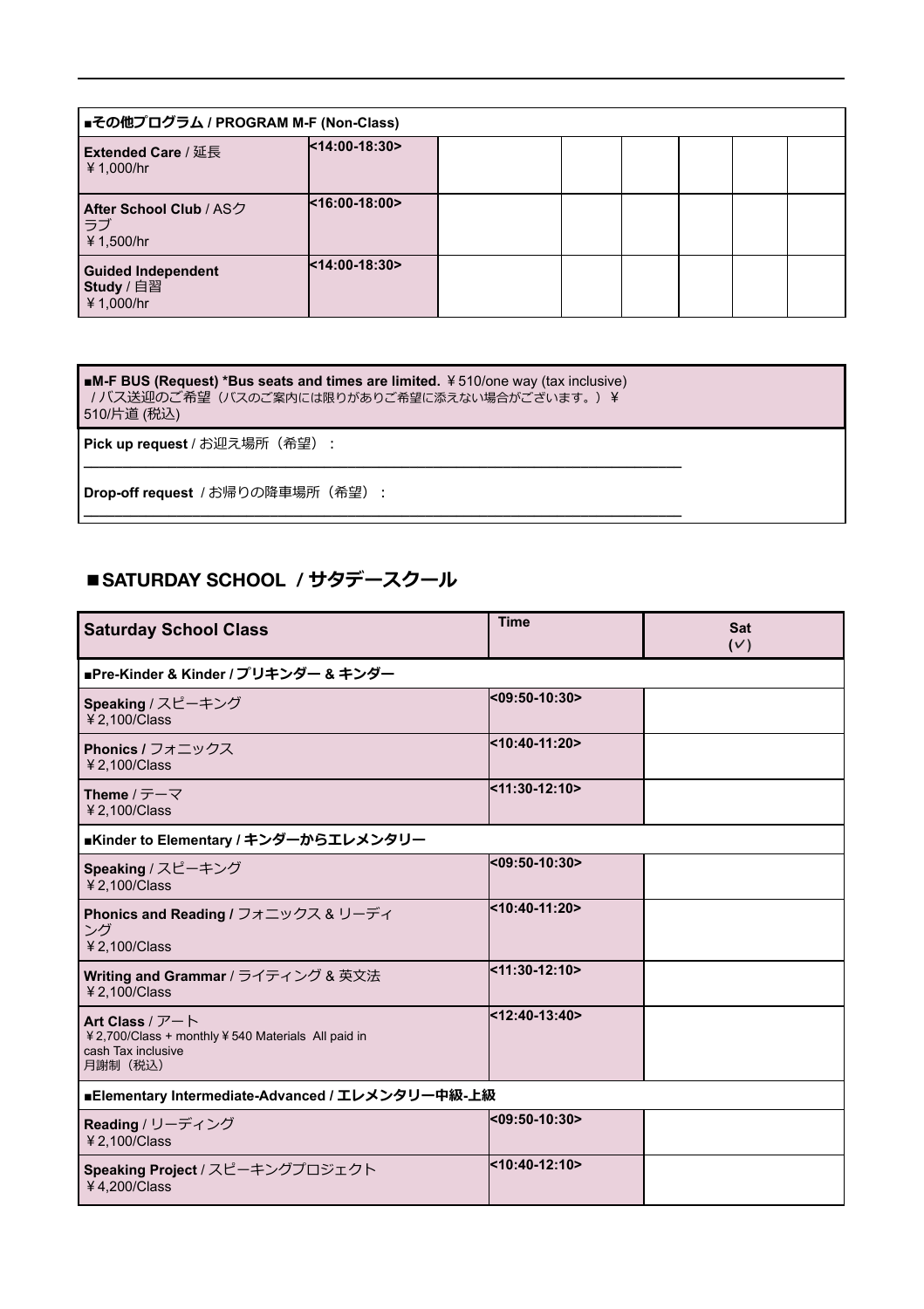| ■その他プログラム / PROGRAM M-F (Non-Class) | | | | | | | |
|---|---|---|---|---|---|---|---|
| **Extended Care** / 延長<br>￥1,000/hr | **<14:00-18:30>** | | | | | | |
| **After School Club** / ASクラブ<br>￥1,500/hr | **<16:00-18:00>** | | | | | | |
| **Guided Independent Study** / 自習<br>￥1,000/hr | **<14:00-18:30>** | | | | | | |

| **■M-F BUS (Request) *Bus seats and times are limited.** ￥510/one way (tax inclusive) / バス送迎のご希望（バスのご案内には限りがありご希望に添えない場合がございます。）￥510/片道 (税込) |
|---|
| **Pick up request** / お迎え場所（希望）： ______________________________ |
| **Drop-off request** / お帰りの降車場所（希望）： ______________________________ |

## ■SATURDAY SCHOOL / サタデースクール

| Saturday School Class | Time | Sat (✓) |
|---|---|---|
| **■Pre-Kinder & Kinder / プリキンダー & キンダー** | | |
| **Speaking** / スピーキング<br>￥2,100/Class | **<09:50-10:30>** | |
| **Phonics /** フォニックス<br>￥2,100/Class | **<10:40-11:20>** | |
| **Theme** / テーマ<br>￥2,100/Class | **<11:30-12:10>** | |
| **■Kinder to Elementary / キンダーからエレメンタリー** | | |
| **Speaking** / スピーキング<br>￥2,100/Class | **<09:50-10:30>** | |
| **Phonics and Reading /** フォニックス & リーディング<br>￥2,100/Class | **<10:40-11:20>** | |
| **Writing and Grammar** / ライティング & 英文法<br>￥2,100/Class | **<11:30-12:10>** | |
| **Art Class** / アート<br>￥2,700/Class + monthly ￥540 Materials All paid in cash Tax inclusive<br>月謝制（税込） | **<12:40-13:40>** | |
| **■Elementary Intermediate-Advanced / エレメンタリー中級-上級** | | |
| **Reading** / リーディング<br>￥2,100/Class | **<09:50-10:30>** | |
| **Speaking Project** / スピーキングプロジェクト<br>￥4,200/Class | **<10:40-12:10>** | |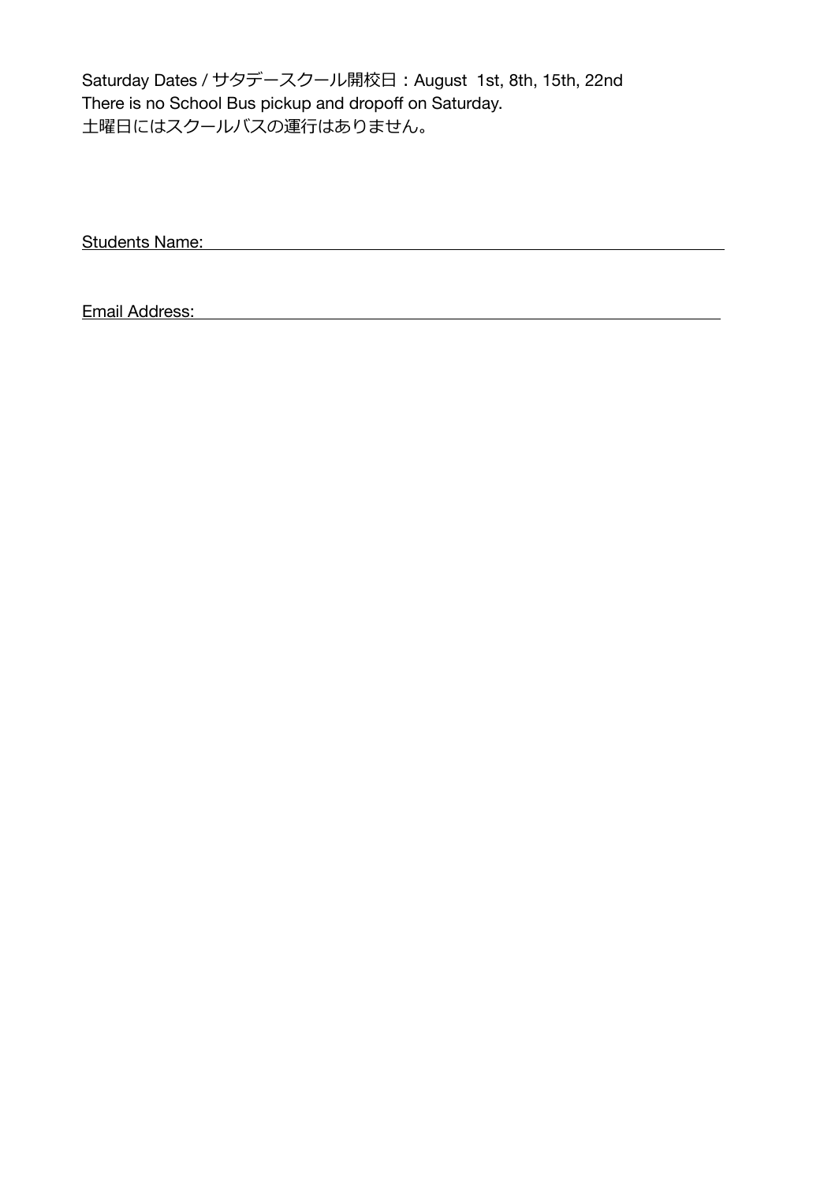Saturday Dates / サタデースクール開校日：August 1st, 8th, 15th, 22nd
There is no School Bus pickup and dropoff on Saturday.
土曜日にはスクールバスの運行はありません。

Students Name: ______________________________________________

Email Address: ______________________________________________